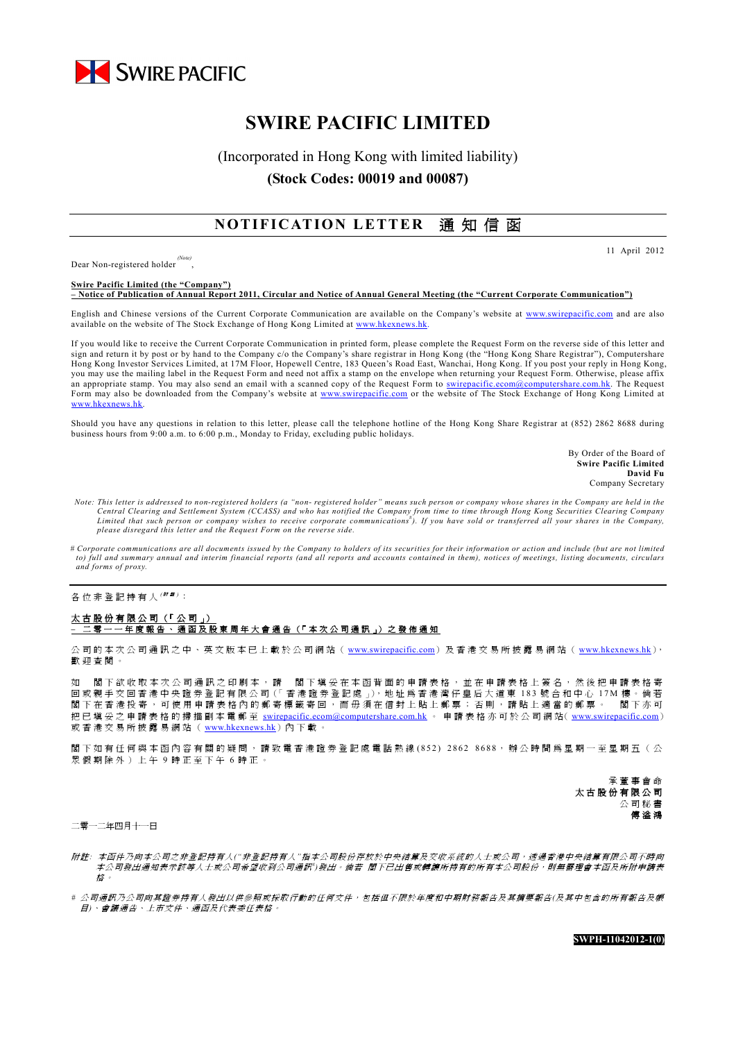SWIRE PACIFIC

# SWIRE PACIFIC LIMITED

(Incorporated in Hong Kong with limited liability)

**(Stock Codes: 00019 and 00087)**

## NOTIFICATION LETTER 通知信函

11 April 2012

Dear Non-registered holder [(Note)],

**Swire Pacific Limited (the "Company")**
**– Notice of Publication of Annual Report 2011, Circular and Notice of Annual General Meeting (the "Current Corporate Communication")**

English and Chinese versions of the Current Corporate Communication are available on the Company's website at www.swirepacific.com and are also available on the website of The Stock Exchange of Hong Kong Limited at www.hkexnews.hk.

If you would like to receive the Current Corporate Communication in printed form, please complete the Request Form on the reverse side of this letter and sign and return it by post or by hand to the Company c/o the Company's share registrar in Hong Kong (the "Hong Kong Share Registrar"), Computershare Hong Kong Investor Services Limited, at 17M Floor, Hopewell Centre, 183 Queen's Road East, Wanchai, Hong Kong. If you post your reply in Hong Kong, you may use the mailing label in the Request Form and need not affix a stamp on the envelope when returning your Request Form. Otherwise, please affix an appropriate stamp. You may also send an email with a scanned copy of the Request Form to swirepacific.ecom@computershare.com.hk. The Request Form may also be downloaded from the Company's website at www.swirepacific.com or the website of The Stock Exchange of Hong Kong Limited at www.hkexnews.hk.

Should you have any questions in relation to this letter, please call the telephone hotline of the Hong Kong Share Registrar at (852) 2862 8688 during business hours from 9:00 a.m. to 6:00 p.m., Monday to Friday, excluding public holidays.

By Order of the Board of
**Swire Pacific Limited**
**David Fu**
Company Secretary

*Note: This letter is addressed to non-registered holders (a "non- registered holder" means such person or company whose shares in the Company are held in the Central Clearing and Settlement System (CCASS) and who has notified the Company from time to time through Hong Kong Securities Clearing Company Limited that such person or company wishes to receive corporate communications[#]). If you have sold or transferred all your shares in the Company, please disregard this letter and the Request Form on the reverse side.*

*# Corporate communications are all documents issued by the Company to holders of its securities for their information or action and include (but are not limited to) full and summary annual and interim financial reports (and all reports and accounts contained in them), notices of meetings, listing documents, circulars and forms of proxy.*

---

各位非登記持有人[(附註)]：

**太古股份有限公司（「公司」）**
**– 二零一一年度報告、通函及股東周年大會通告（「本次公司通訊」）之發佈通知**

公司的本次公司通訊之中、英文版本已上載於公司網站（www.swirepacific.com）及香港交易所披露易網站（www.hkexnews.hk），歡迎查閱。

如 閣下欲收取本次公司通訊之印刷本，請 閣下填妥在本函背面的申請表格，並在申請表格上簽名，然後把申請表格寄回或親手交回香港中央證券登記有限公司（「香港證券登記處」），地址為香港灣仔皇后大道東183號合和中心17M樓。倘若 閣下在香港投寄，可使用申請表格內的郵寄標籤寄回，而毋須在信封上貼上郵票；否則，請貼上適當的郵票。 閣下亦可把已填妥之申請表格的掃描副本電郵至 swirepacific.ecom@computershare.com.hk 。申請表格亦可於公司網站（www.swirepacific.com）或香港交易所披露易網站（www.hkexnews.hk）內下載。

閣下如有任何與本函內容有關的疑問，請致電香港證券登記處電話熱線(852) 2862 8688，辦公時間為星期一至星期五（公眾假期除外）上午9時正至下午6時正。

承董事會命
**太古股份有限公司**
公司秘書
**傅溢鴻**

二零一二年四月十一日

*附註：本函件乃向本公司之非登記持有人("非登記持有人"指本公司股份存放於中央結算及交收系統的人士或公司，透過香港中央結算有限公司不時向本公司發出通知表示該等人士或公司希望收到公司通訊[#])發出。倘若 閣下已出售或轉讓所持有的所有本公司股份，則無需理會本函及所附申請表格。*

*# 公司通訊乃公司向其證券持有人發出以供參照或採取行動的任何文件，包括但不限於年度和中期財務報告及其摘要報告(及其中包含的所有報告及帳目)，會議通告、上市文件、通函及代表委任表格。*

**SWPH-11042012-1(0)**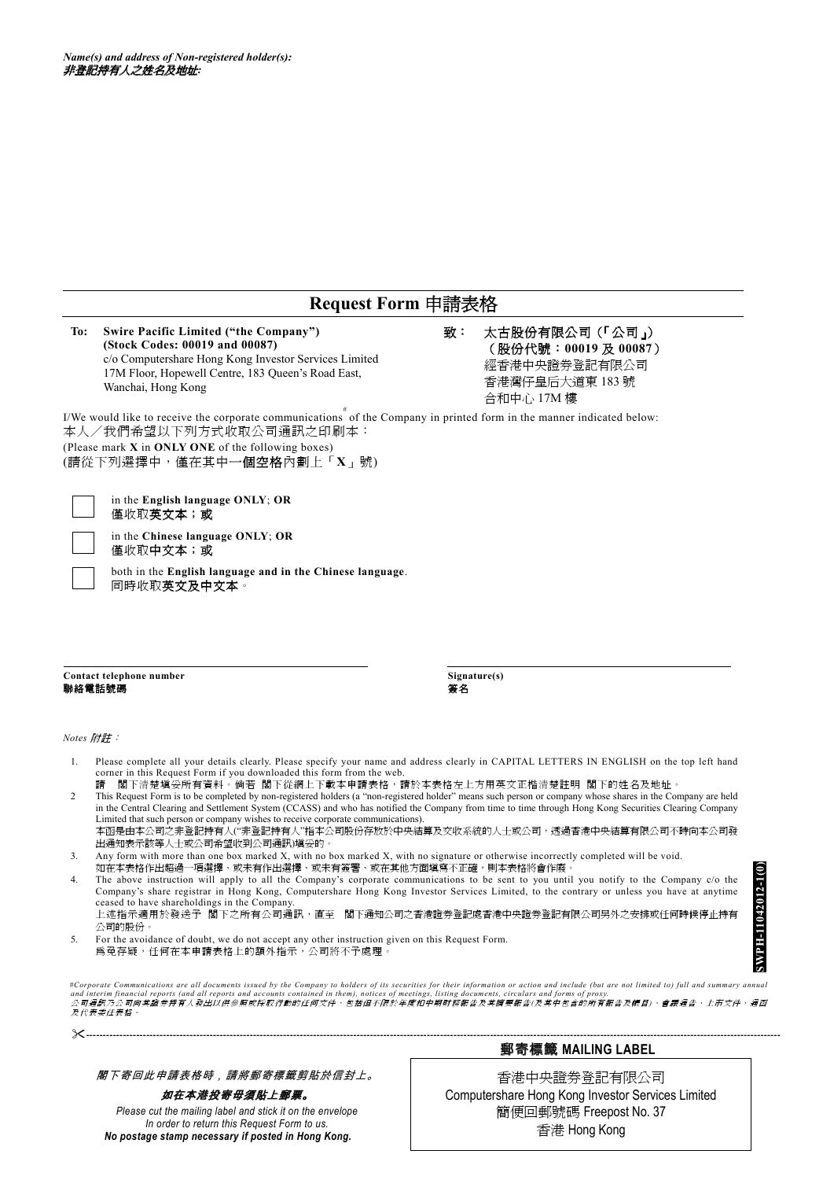*Name(s) and address of Non-registered holder(s):*
***非登記持有人之姓名及地址:***

# Request Form 申請表格

**To: Swire Pacific Limited ("the Company")**
**(Stock Codes: 00019 and 00087)**
c/o Computershare Hong Kong Investor Services Limited
17M Floor, Hopewell Centre, 183 Queen's Road East,
Wanchai, Hong Kong

**致： 太古股份有限公司（「公司」）**
**（股份代號：00019 及 00087）**
經香港中央證券登記有限公司
香港灣仔皇后大道東 183 號
合和中心 17M 樓

I/We would like to receive the corporate communications# of the Company in printed form in the manner indicated below:
本人／我們希望以下列方式收取公司通訊之印刷本：
(Please mark **X** in **ONLY ONE** of the following boxes)
(請從下列選擇中，僅在其中一**個空格**內劃上「**X**」號)

☐ in the **English language ONLY**; **OR**
僅收取**英文本；或**

☐ in the **Chinese language ONLY**; **OR**
僅收取**中文本；或**

☐ both in the **English language and in the Chinese language**.
同時收取**英文及中文本**。

**Contact telephone number**
**聯絡電話號碼**

**Signature(s)**
**簽名**

*Notes 附註：*

1. Please complete all your details clearly. Please specify your name and address clearly in CAPITAL LETTERS IN ENGLISH on the top left hand corner in this Request Form if you downloaded this form from the web.
請 閣下清楚填妥所有資料。倘若 閣下從網上下載本申請表格，請於本表格左上方用英文正楷清楚註明 閣下的姓名及地址。
2. This Request Form is to be completed by non-registered holders (a "non-registered holder" means such person or company whose shares in the Company are held in the Central Clearing and Settlement System (CCASS) and who has notified the Company from time to time through Hong Kong Securities Clearing Company Limited that such person or company wishes to receive corporate communications).
本函是由本公司之非登記持有人("非登記持有人"指本公司股份存放於中央結算及交收系統的人士或公司，透過香港中央結算有限公司不時向本公司發出通知表示該等人士或公司希望收到公司通訊)填妥的。
3. Any form with more than one box marked X, with no box marked X, with no signature or otherwise incorrectly completed will be void.
如在本表格作出超過一項選擇、或未有作出選擇、或未有簽署、或在其他方面填寫不正確，則本表格將會作廢。
4. The above instruction will apply to all the Company's corporate communications to be sent to you until you notify to the Company c/o the Company's share registrar in Hong Kong, Computershare Hong Kong Investor Services Limited, to the contrary or unless you have at anytime ceased to have shareholdings in the Company.
上述指示適用於發送予 閣下之所有公司通訊，直至 閣下通知公司之香港證券登記處香港中央證券登記有限公司另外之安排或任何時候停止持有公司的股份。
5. For the avoidance of doubt, we do not accept any other instruction given on this Request Form.
為免存疑，任何在本申請表格上的額外指示，公司將不予處理。

*#Corporate Communications are all documents issued by the Company to holders of its securities for their information or action and include (but are not limited to) full and summary annual and interim financial reports (and all reports and accounts contained in them), notices of meetings, listing documents, circulars and forms of proxy.*
*公司通訊乃公司向其證券持有人發出以供參照或採取行動的任何文件，包括但不限於年度和中期財務報告及其摘要報告(及其中包含的所有報告及帳目)、會議通告、上市文件、通函及代表委任表格。*

SWPH-11042012-1(0)

**郵寄標籤 MAILING LABEL**

*閣下寄回此申請表格時，請將郵寄標籤剪貼於信封上。*
***如在本港投寄毋須貼上郵票。***
*Please cut the mailing label and stick it on the envelope in order to return this Request Form to us.*
***No postage stamp necessary if posted in Hong Kong.***

香港中央證券登記有限公司
Computershare Hong Kong Investor Services Limited
簡便回郵號碼 Freepost No. 37
香港 Hong Kong